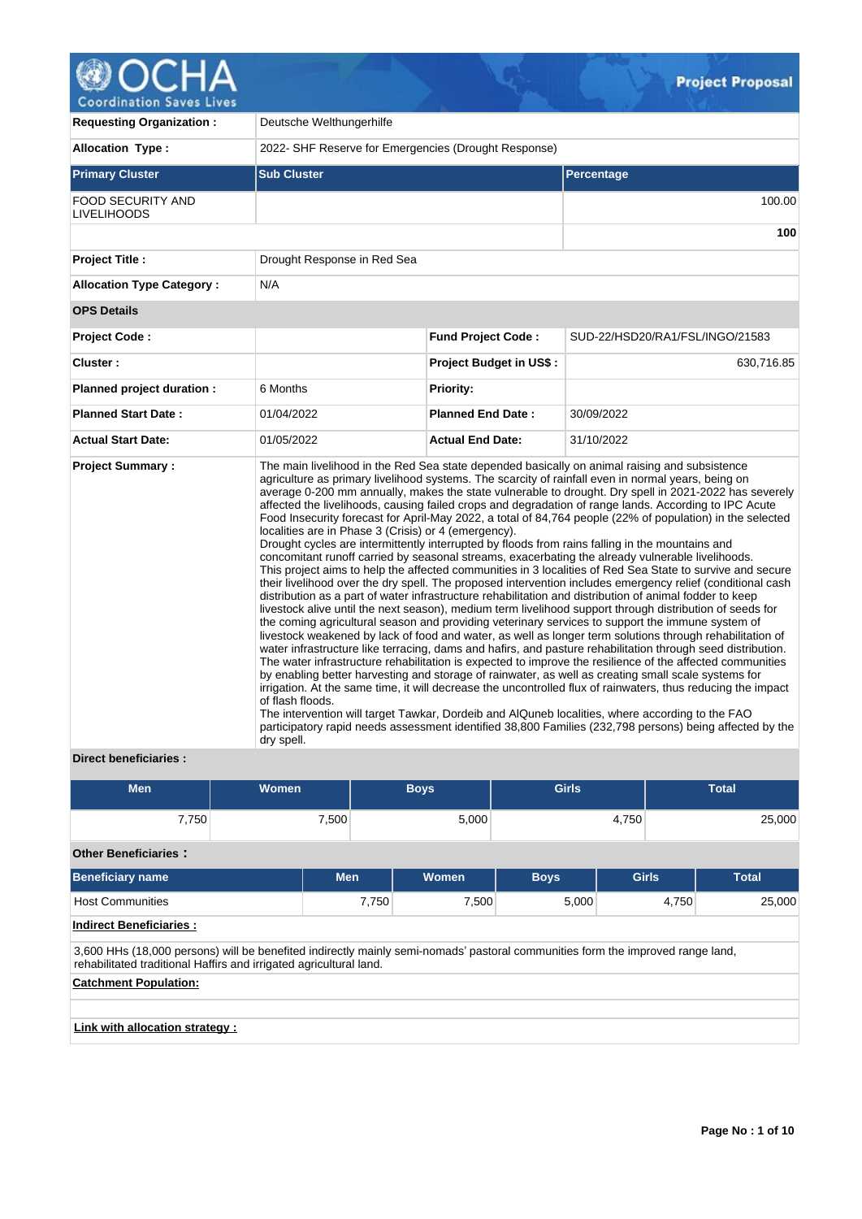# OCHA Project Proposal

| | |
|---|---|
| **Requesting Organization :** | Deutsche Welthungerhilfe |
| **Allocation Type :** | 2022- SHF Reserve for Emergencies (Drought Response) |

| **Primary Cluster** | **Sub Cluster** | **Percentage** |
|---|---|---|
| FOOD SECURITY AND LIVELIHOODS | | 100.00 |
| | | **100** |

| | |
|---|---|
| **Project Title :** | Drought Response in Red Sea |
| **Allocation Type Category :** | N/A |

**OPS Details**

| | | | |
|---|---|---|---|
| **Project Code :** | | **Fund Project Code :** | SUD-22/HSD20/RA1/FSL/INGO/21583 |
| **Cluster :** | | **Project Budget in US$ :** | 630,716.85 |
| **Planned project duration :** | 6 Months | **Priority:** | |
| **Planned Start Date :** | 01/04/2022 | **Planned End Date :** | 30/09/2022 |
| **Actual Start Date:** | 01/05/2022 | **Actual End Date:** | 31/10/2022 |

**Project Summary :**

The main livelihood in the Red Sea state depended basically on animal raising and subsistence agriculture as primary livelihood systems. The scarcity of rainfall even in normal years, being on average 0-200 mm annually, makes the state vulnerable to drought. Dry spell in 2021-2022 has severely affected the livelihoods, causing failed crops and degradation of range lands. According to IPC Acute Food Insecurity forecast for April-May 2022, a total of 84,764 people (22% of population) in the selected localities are in Phase 3 (Crisis) or 4 (emergency).
Drought cycles are intermittently interrupted by floods from rains falling in the mountains and concomitant runoff carried by seasonal streams, exacerbating the already vulnerable livelihoods.
This project aims to help the affected communities in 3 localities of Red Sea State to survive and secure their livelihood over the dry spell. The proposed intervention includes emergency relief (conditional cash distribution as a part of water infrastructure rehabilitation and distribution of animal fodder to keep livestock alive until the next season), medium term livelihood support through distribution of seeds for the coming agricultural season and providing veterinary services to support the immune system of livestock weakened by lack of food and water, as well as longer term solutions through rehabilitation of water infrastructure like terracing, dams and hafirs, and pasture rehabilitation through seed distribution. The water infrastructure rehabilitation is expected to improve the resilience of the affected communities by enabling better harvesting and storage of rainwater, as well as creating small scale systems for irrigation. At the same time, it will decrease the uncontrolled flux of rainwaters, thus reducing the impact of flash floods.
The intervention will target Tawkar, Dordeib and AlQuneb localities, where according to the FAO participatory rapid needs assessment identified 38,800 Families (232,798 persons) being affected by the dry spell.

**Direct beneficiaries :**

| Men | Women | Boys | Girls | Total |
|---|---|---|---|---|
| 7,750 | 7,500 | 5,000 | 4,750 | 25,000 |

**Other Beneficiaries :**

| Beneficiary name | Men | Women | Boys | Girls | Total |
|---|---|---|---|---|---|
| Host Communities | 7,750 | 7,500 | 5,000 | 4,750 | 25,000 |

**Indirect Beneficiaries :**

3,600 HHs (18,000 persons) will be benefited indirectly mainly semi-nomads' pastoral communities form the improved range land, rehabilitated traditional Haffirs and irrigated agricultural land.

**Catchment Population:**

**Link with allocation strategy :**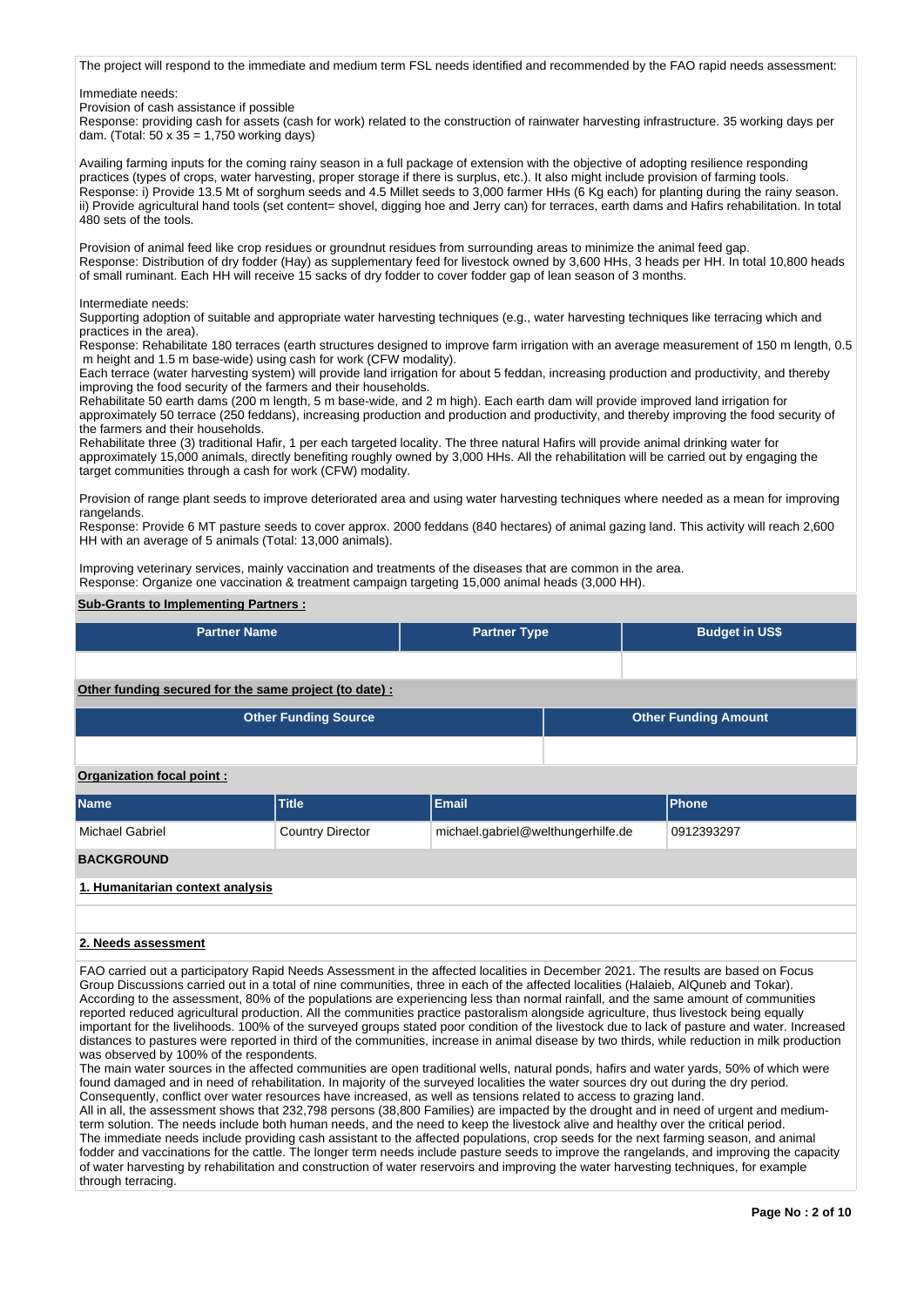The project will respond to the immediate and medium term FSL needs identified and recommended by the FAO rapid needs assessment:

Immediate needs:
Provision of cash assistance if possible
Response: providing cash for assets (cash for work) related to the construction of rainwater harvesting infrastructure. 35 working days per dam. (Total: 50 x 35 = 1,750 working days)

Availing farming inputs for the coming rainy season in a full package of extension with the objective of adopting resilience responding practices (types of crops, water harvesting, proper storage if there is surplus, etc.). It also might include provision of farming tools.
Response: i) Provide 13.5 Mt of sorghum seeds and 4.5 Millet seeds to 3,000 farmer HHs (6 Kg each) for planting during the rainy season.
ii) Provide agricultural hand tools (set content= shovel, digging hoe and Jerry can) for terraces, earth dams and Hafirs rehabilitation. In total 480 sets of the tools.

Provision of animal feed like crop residues or groundnut residues from surrounding areas to minimize the animal feed gap.
Response: Distribution of dry fodder (Hay) as supplementary feed for livestock owned by 3,600 HHs, 3 heads per HH. In total 10,800 heads of small ruminant. Each HH will receive 15 sacks of dry fodder to cover fodder gap of lean season of 3 months.

Intermediate needs:
Supporting adoption of suitable and appropriate water harvesting techniques (e.g., water harvesting techniques like terracing which and practices in the area).
Response: Rehabilitate 180 terraces (earth structures designed to improve farm irrigation with an average measurement of 150 m length, 0.5 m height and 1.5 m base-wide) using cash for work (CFW modality).
Each terrace (water harvesting system) will provide land irrigation for about 5 feddan, increasing production and productivity, and thereby improving the food security of the farmers and their households.
Rehabilitate 50 earth dams (200 m length, 5 m base-wide, and 2 m high). Each earth dam will provide improved land irrigation for approximately 50 terrace (250 feddans), increasing production and production and productivity, and thereby improving the food security of the farmers and their households.
Rehabilitate three (3) traditional Hafir, 1 per each targeted locality. The three natural Hafirs will provide animal drinking water for approximately 15,000 animals, directly benefiting roughly owned by 3,000 HHs. All the rehabilitation will be carried out by engaging the target communities through a cash for work (CFW) modality.

Provision of range plant seeds to improve deteriorated area and using water harvesting techniques where needed as a mean for improving rangelands.
Response: Provide 6 MT pasture seeds to cover approx. 2000 feddans (840 hectares) of animal gazing land. This activity will reach 2,600 HH with an average of 5 animals (Total: 13,000 animals).

Improving veterinary services, mainly vaccination and treatments of the diseases that are common in the area.
Response: Organize one vaccination & treatment campaign targeting 15,000 animal heads (3,000 HH).

**Sub-Grants to Implementing Partners :**

| Partner Name | Partner Type | Budget in US$ |
|---|---|---|
| | | |

**Other funding secured for the same project (to date) :**

| Other Funding Source | Other Funding Amount |
|---|---|
| | |

**Organization focal point :**

| Name | Title | Email | Phone |
|---|---|---|---|
| Michael Gabriel | Country Director | michael.gabriel@welthungerhilfe.de | 0912393297 |

## BACKGROUND

### 1. Humanitarian context analysis

### 2. Needs assessment

FAO carried out a participatory Rapid Needs Assessment in the affected localities in December 2021. The results are based on Focus Group Discussions carried out in a total of nine communities, three in each of the affected localities (Halaieb, AlQuneb and Tokar). According to the assessment, 80% of the populations are experiencing less than normal rainfall, and the same amount of communities reported reduced agricultural production. All the communities practice pastoralism alongside agriculture, thus livestock being equally important for the livelihoods. 100% of the surveyed groups stated poor condition of the livestock due to lack of pasture and water. Increased distances to pastures were reported in third of the communities, increase in animal disease by two thirds, while reduction in milk production was observed by 100% of the respondents.
The main water sources in the affected communities are open traditional wells, natural ponds, hafirs and water yards, 50% of which were found damaged and in need of rehabilitation. In majority of the surveyed localities the water sources dry out during the dry period. Consequently, conflict over water resources have increased, as well as tensions related to access to grazing land.
All in all, the assessment shows that 232,798 persons (38,800 Families) are impacted by the drought and in need of urgent and medium-term solution. The needs include both human needs, and the need to keep the livestock alive and healthy over the critical period.
The immediate needs include providing cash assistant to the affected populations, crop seeds for the next farming season, and animal fodder and vaccinations for the cattle. The longer term needs include pasture seeds to improve the rangelands, and improving the capacity of water harvesting by rehabilitation and construction of water reservoirs and improving the water harvesting techniques, for example through terracing.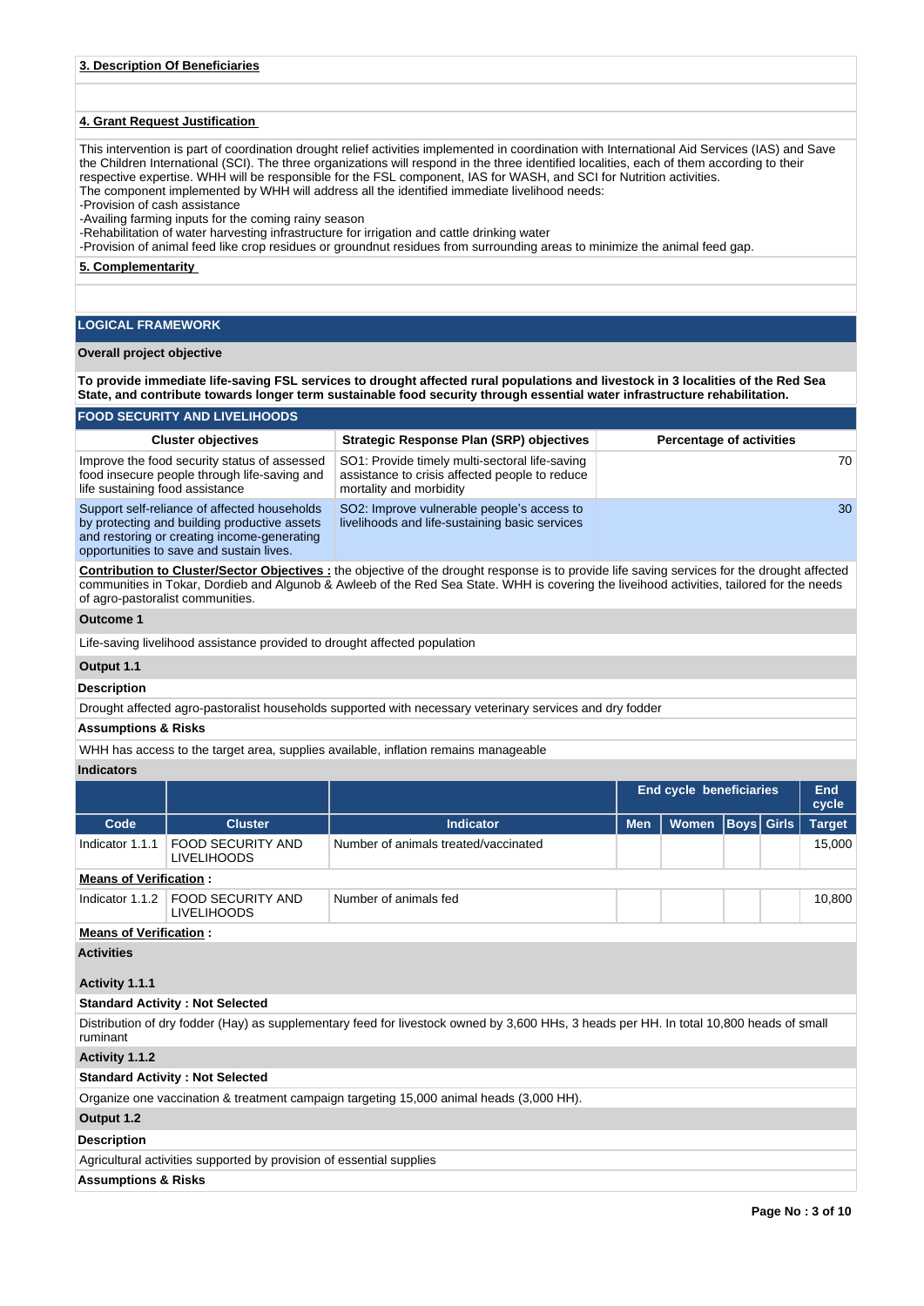**3. Description Of Beneficiaries**

**4. Grant Request Justification**

This intervention is part of coordination drought relief activities implemented in coordination with International Aid Services (IAS) and Save the Children International (SCI). The three organizations will respond in the three identified localities, each of them according to their respective expertise. WHH will be responsible for the FSL component, IAS for WASH, and SCI for Nutrition activities.
The component implemented by WHH will address all the identified immediate livelihood needs:
-Provision of cash assistance
-Availing farming inputs for the coming rainy season
-Rehabilitation of water harvesting infrastructure for irrigation and cattle drinking water
-Provision of animal feed like crop residues or groundnut residues from surrounding areas to minimize the animal feed gap.

**5. Complementarity**

## LOGICAL FRAMEWORK

**Overall project objective**

**To provide immediate life-saving FSL services to drought affected rural populations and livestock in 3 localities of the Red Sea State, and contribute towards longer term sustainable food security through essential water infrastructure rehabilitation.**

### FOOD SECURITY AND LIVELIHOODS

| Cluster objectives | Strategic Response Plan (SRP) objectives | Percentage of activities |
|---|---|---|
| Improve the food security status of assessed food insecure people through life-saving and life sustaining food assistance | SO1: Provide timely multi-sectoral life-saving assistance to crisis affected people to reduce mortality and morbidity | 70 |
| Support self-reliance of affected households by protecting and building productive assets and restoring or creating income-generating opportunities to save and sustain lives. | SO2: Improve vulnerable people's access to livelihoods and life-sustaining basic services | 30 |

**Contribution to Cluster/Sector Objectives :** the objective of the drought response is to provide life saving services for the drought affected communities in Tokar, Dordieb and Algunob & Awleeb of the Red Sea State. WHH is covering the liveihood activities, tailored for the needs of agro-pastoralist communities.

**Outcome 1**

Life-saving livelihood assistance provided to drought affected population

**Output 1.1**

**Description**

Drought affected agro-pastoralist households supported with necessary veterinary services and dry fodder

**Assumptions & Risks**

WHH has access to the target area, supplies available, inflation remains manageable

**Indicators**

| | | | End cycle beneficiaries | | | | End cycle |
|---|---|---|---|---|---|---|---|
| **Code** | **Cluster** | **Indicator** | **Men** | **Women** | **Boys** | **Girls** | **Target** |
| Indicator 1.1.1 | FOOD SECURITY AND LIVELIHOODS | Number of animals treated/vaccinated | | | | | 15,000 |
| **Means of Verification :** | | | | | | | |
| Indicator 1.1.2 | FOOD SECURITY AND LIVELIHOODS | Number of animals fed | | | | | 10,800 |
| **Means of Verification :** | | | | | | | |

**Activities**

**Activity 1.1.1**

**Standard Activity : Not Selected**

Distribution of dry fodder (Hay) as supplementary feed for livestock owned by 3,600 HHs, 3 heads per HH. In total 10,800 heads of small ruminant

**Activity 1.1.2**

**Standard Activity : Not Selected**

Organize one vaccination & treatment campaign targeting 15,000 animal heads (3,000 HH).

**Output 1.2**

**Description**

Agricultural activities supported by provision of essential supplies

**Assumptions & Risks**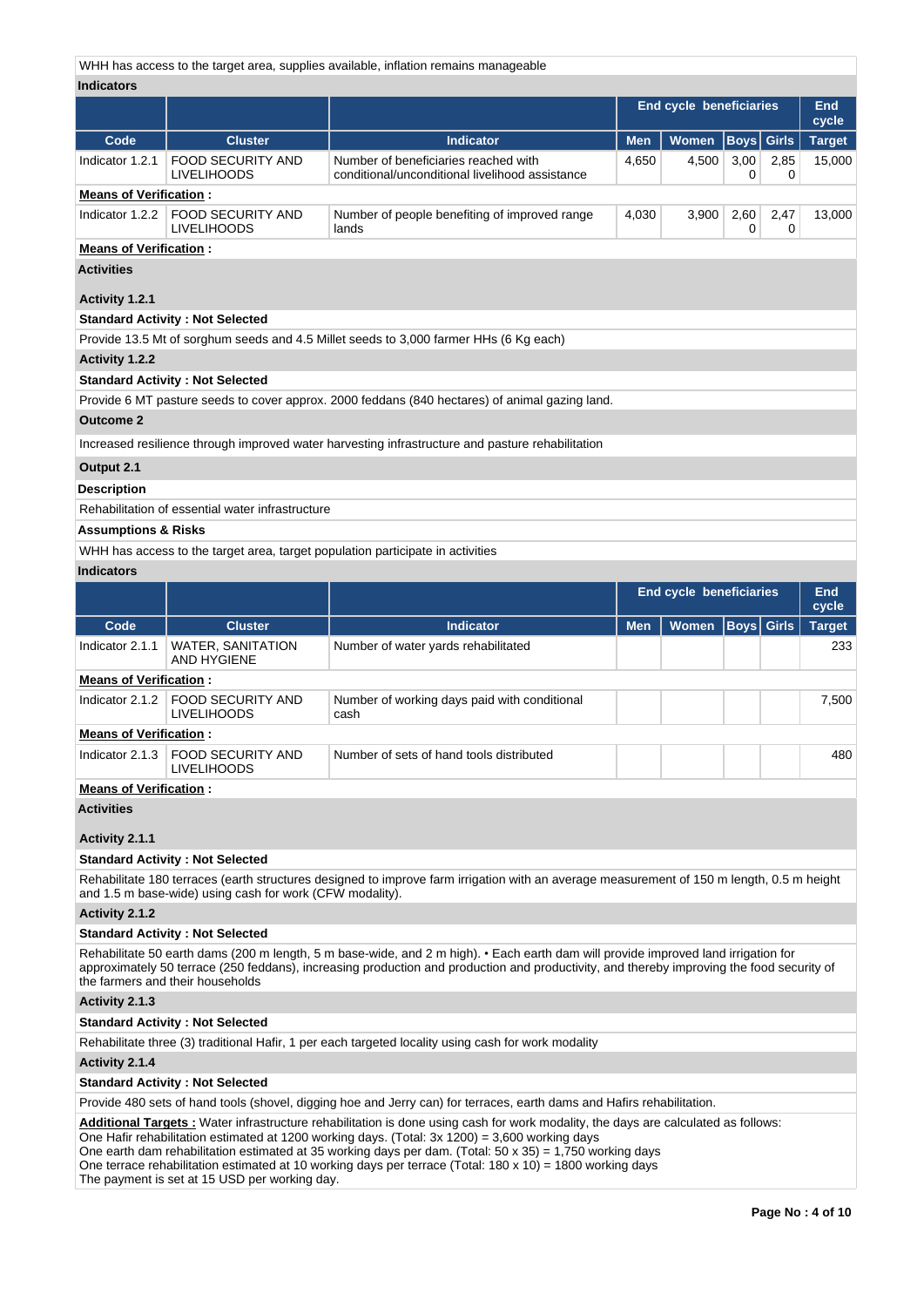WHH has access to the target area, supplies available, inflation remains manageable

**Indicators**

| | | | End cycle beneficiaries | | | | End cycle |
|---|---|---|---|---|---|---|---|
| **Code** | **Cluster** | **Indicator** | **Men** | **Women** | **Boys** | **Girls** | **Target** |
| Indicator 1.2.1 | FOOD SECURITY AND LIVELIHOODS | Number of beneficiaries reached with conditional/unconditional livelihood assistance | 4,650 | 4,500 | 3,000 | 2,850 | 15,000 |

**Means of Verification :**

| | | | | | | | |
|---|---|---|---|---|---|---|---|
| Indicator 1.2.2 | FOOD SECURITY AND LIVELIHOODS | Number of people benefiting of improved range lands | 4,030 | 3,900 | 2,600 | 2,470 | 13,000 |

**Means of Verification :**

**Activities**

**Activity 1.2.1**

**Standard Activity : Not Selected**

Provide 13.5 Mt of sorghum seeds and 4.5 Millet seeds to 3,000 farmer HHs (6 Kg each)

**Activity 1.2.2**

**Standard Activity : Not Selected**

Provide 6 MT pasture seeds to cover approx. 2000 feddans (840 hectares) of animal gazing land.

**Outcome 2**

Increased resilience through improved water harvesting infrastructure and pasture rehabilitation

**Output 2.1**

**Description**

Rehabilitation of essential water infrastructure

**Assumptions & Risks**

WHH has access to the target area, target population participate in activities

**Indicators**

| | | | End cycle beneficiaries | | | | End cycle |
|---|---|---|---|---|---|---|---|
| **Code** | **Cluster** | **Indicator** | **Men** | **Women** | **Boys** | **Girls** | **Target** |
| Indicator 2.1.1 | WATER, SANITATION AND HYGIENE | Number of water yards rehabilitated | | | | | 233 |

**Means of Verification :**

| | | | | | | | |
|---|---|---|---|---|---|---|---|
| Indicator 2.1.2 | FOOD SECURITY AND LIVELIHOODS | Number of working days paid with conditional cash | | | | | 7,500 |

**Means of Verification :**

| | | | | | | | |
|---|---|---|---|---|---|---|---|
| Indicator 2.1.3 | FOOD SECURITY AND LIVELIHOODS | Number of sets of hand tools distributed | | | | | 480 |

**Means of Verification :**

**Activities**

**Activity 2.1.1**

**Standard Activity : Not Selected**

Rehabilitate 180 terraces (earth structures designed to improve farm irrigation with an average measurement of 150 m length, 0.5 m height and 1.5 m base-wide) using cash for work (CFW modality).

**Activity 2.1.2**

**Standard Activity : Not Selected**

Rehabilitate 50 earth dams (200 m length, 5 m base-wide, and 2 m high). • Each earth dam will provide improved land irrigation for approximately 50 terrace (250 feddans), increasing production and production and productivity, and thereby improving the food security of the farmers and their households

**Activity 2.1.3**

**Standard Activity : Not Selected**

Rehabilitate three (3) traditional Hafir, 1 per each targeted locality using cash for work modality

**Activity 2.1.4**

**Standard Activity : Not Selected**

Provide 480 sets of hand tools (shovel, digging hoe and Jerry can) for terraces, earth dams and Hafirs rehabilitation.

**Additional Targets :** Water infrastructure rehabilitation is done using cash for work modality, the days are calculated as follows:
One Hafir rehabilitation estimated at 1200 working days. (Total: 3x 1200) = 3,600 working days
One earth dam rehabilitation estimated at 35 working days per dam. (Total: 50 x 35) = 1,750 working days
One terrace rehabilitation estimated at 10 working days per terrace (Total: 180 x 10) = 1800 working days
The payment is set at 15 USD per working day.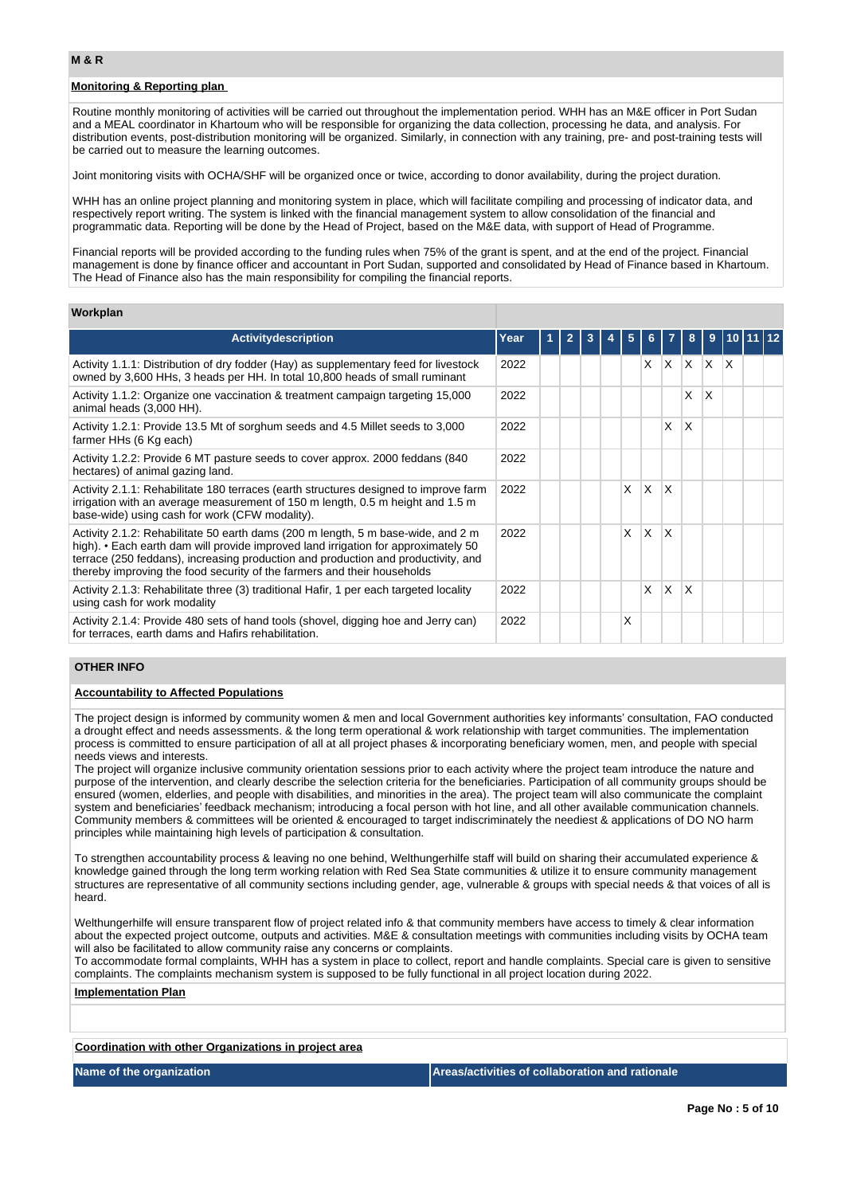## M & R

### Monitoring & Reporting plan

Routine monthly monitoring of activities will be carried out throughout the implementation period. WHH has an M&E officer in Port Sudan and a MEAL coordinator in Khartoum who will be responsible for organizing the data collection, processing he data, and analysis. For distribution events, post-distribution monitoring will be organized. Similarly, in connection with any training, pre- and post-training tests will be carried out to measure the learning outcomes.

Joint monitoring visits with OCHA/SHF will be organized once or twice, according to donor availability, during the project duration.

WHH has an online project planning and monitoring system in place, which will facilitate compiling and processing of indicator data, and respectively report writing. The system is linked with the financial management system to allow consolidation of the financial and programmatic data. Reporting will be done by the Head of Project, based on the M&E data, with support of Head of Programme.

Financial reports will be provided according to the funding rules when 75% of the grant is spent, and at the end of the project. Financial management is done by finance officer and accountant in Port Sudan, supported and consolidated by Head of Finance based in Khartoum. The Head of Finance also has the main responsibility for compiling the financial reports.

### Workplan

| Activitydescription | Year | 1 | 2 | 3 | 4 | 5 | 6 | 7 | 8 | 9 | 10 | 11 | 12 |
|---|---|---|---|---|---|---|---|---|---|---|---|---|---|
| Activity 1.1.1: Distribution of dry fodder (Hay) as supplementary feed for livestock owned by 3,600 HHs, 3 heads per HH. In total 10,800 heads of small ruminant | 2022 | | | | | | X | X | X | X | X | | |
| Activity 1.1.2: Organize one vaccination & treatment campaign targeting 15,000 animal heads (3,000 HH). | 2022 | | | | | | | | X | X | | | |
| Activity 1.2.1: Provide 13.5 Mt of sorghum seeds and 4.5 Millet seeds to 3,000 farmer HHs (6 Kg each) | 2022 | | | | | | | X | X | | | | |
| Activity 1.2.2: Provide 6 MT pasture seeds to cover approx. 2000 feddans (840 hectares) of animal gazing land. | 2022 | | | | | | | | | | | | |
| Activity 2.1.1: Rehabilitate 180 terraces (earth structures designed to improve farm irrigation with an average measurement of 150 m length, 0.5 m height and 1.5 m base-wide) using cash for work (CFW modality). | 2022 | | | | | X | X | X | | | | | |
| Activity 2.1.2: Rehabilitate 50 earth dams (200 m length, 5 m base-wide, and 2 m high). • Each earth dam will provide improved land irrigation for approximately 50 terrace (250 feddans), increasing production and production and productivity, and thereby improving the food security of the farmers and their households | 2022 | | | | | X | X | X | | | | | |
| Activity 2.1.3: Rehabilitate three (3) traditional Hafir, 1 per each targeted locality using cash for work modality | 2022 | | | | | | X | X | X | | | | |
| Activity 2.1.4: Provide 480 sets of hand tools (shovel, digging hoe and Jerry can) for terraces, earth dams and Hafirs rehabilitation. | 2022 | | | | | X | | | | | | | |

## OTHER INFO

### Accountability to Affected Populations

The project design is informed by community women & men and local Government authorities key informants' consultation, FAO conducted a drought effect and needs assessments. & the long term operational & work relationship with target communities. The implementation process is committed to ensure participation of all at all project phases & incorporating beneficiary women, men, and people with special needs views and interests.

The project will organize inclusive community orientation sessions prior to each activity where the project team introduce the nature and purpose of the intervention, and clearly describe the selection criteria for the beneficiaries. Participation of all community groups should be ensured (women, elderlies, and people with disabilities, and minorities in the area). The project team will also communicate the complaint system and beneficiaries' feedback mechanism; introducing a focal person with hot line, and all other available communication channels. Community members & committees will be oriented & encouraged to target indiscriminately the neediest & applications of DO NO harm principles while maintaining high levels of participation & consultation.

To strengthen accountability process & leaving no one behind, Welthungerhilfe staff will build on sharing their accumulated experience & knowledge gained through the long term working relation with Red Sea State communities & utilize it to ensure community management structures are representative of all community sections including gender, age, vulnerable & groups with special needs & that voices of all is heard.

Welthungerhilfe will ensure transparent flow of project related info & that community members have access to timely & clear information about the expected project outcome, outputs and activities. M&E & consultation meetings with communities including visits by OCHA team will also be facilitated to allow community raise any concerns or complaints.

To accommodate formal complaints, WHH has a system in place to collect, report and handle complaints. Special care is given to sensitive complaints. The complaints mechanism system is supposed to be fully functional in all project location during 2022.

### Implementation Plan

### Coordination with other Organizations in project area

| Name of the organization | Areas/activities of collaboration and rationale |
|---|---|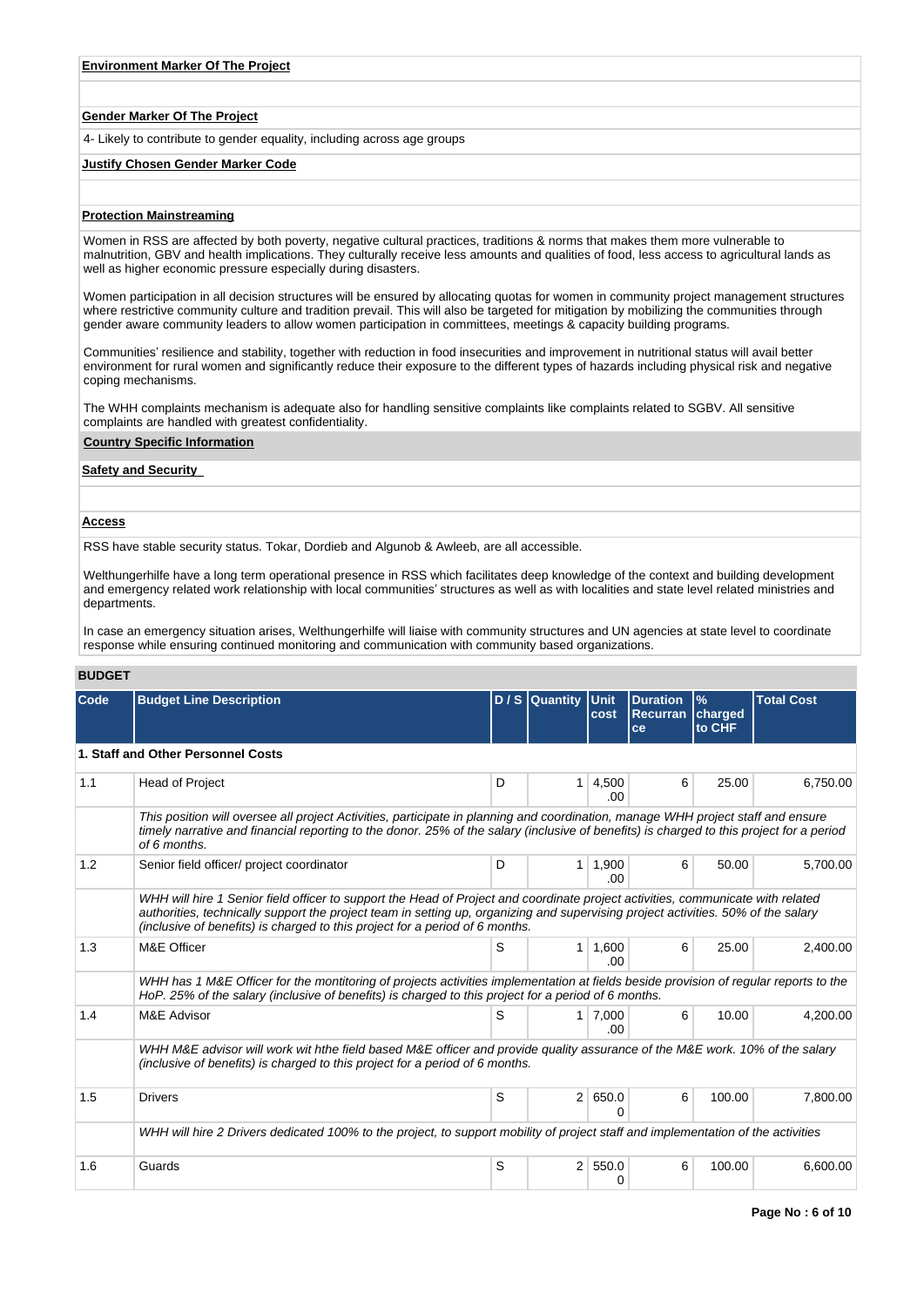**Environment Marker Of The Project**

**Gender Marker Of The Project**

4- Likely to contribute to gender equality, including across age groups

**Justify Chosen Gender Marker Code**

**Protection Mainstreaming**

Women in RSS are affected by both poverty, negative cultural practices, traditions & norms that makes them more vulnerable to malnutrition, GBV and health implications. They culturally receive less amounts and qualities of food, less access to agricultural lands as well as higher economic pressure especially during disasters.

Women participation in all decision structures will be ensured by allocating quotas for women in community project management structures where restrictive community culture and tradition prevail. This will also be targeted for mitigation by mobilizing the communities through gender aware community leaders to allow women participation in committees, meetings & capacity building programs.

Communities' resilience and stability, together with reduction in food insecurities and improvement in nutritional status will avail better environment for rural women and significantly reduce their exposure to the different types of hazards including physical risk and negative coping mechanisms.

The WHH complaints mechanism is adequate also for handling sensitive complaints like complaints related to SGBV. All sensitive complaints are handled with greatest confidentiality.

**Country Specific Information**

**Safety and Security**

**Access**

RSS have stable security status. Tokar, Dordieb and Algunob & Awleeb, are all accessible.

Welthungerhilfe have a long term operational presence in RSS which facilitates deep knowledge of the context and building development and emergency related work relationship with local communities' structures as well as with localities and state level related ministries and departments.

In case an emergency situation arises, Welthungerhilfe will liaise with community structures and UN agencies at state level to coordinate response while ensuring continued monitoring and communication with community based organizations.

**BUDGET**

| Code | Budget Line Description | D / S | Quantity | Unit cost | Duration Recurrence | % charged to CHF | Total Cost |
|---|---|---|---|---|---|---|---|
| **1. Staff and Other Personnel Costs** | | | | | | | |
| 1.1 | Head of Project | D | 1 | 4,500.00 | 6 | 25.00 | 6,750.00 |
| | *This position will oversee all project Activities, participate in planning and coordination, manage WHH project staff and ensure timely narrative and financial reporting to the donor. 25% of the salary (inclusive of benefits) is charged to this project for a period of 6 months.* | | | | | | |
| 1.2 | Senior field officer/ project coordinator | D | 1 | 1,900.00 | 6 | 50.00 | 5,700.00 |
| | *WHH will hire 1 Senior field officer to support the Head of Project and coordinate project activities, communicate with related authorities, technically support the project team in setting up, organizing and supervising project activities. 50% of the salary (inclusive of benefits) is charged to this project for a period of 6 months.* | | | | | | |
| 1.3 | M&E Officer | S | 1 | 1,600.00 | 6 | 25.00 | 2,400.00 |
| | *WHH has 1 M&E Officer for the monitoring of projects activities implementation at fields beside provision of regular reports to the HoP. 25% of the salary (inclusive of benefits) is charged to this project for a period of 6 months.* | | | | | | |
| 1.4 | M&E Advisor | S | 1 | 7,000.00 | 6 | 10.00 | 4,200.00 |
| | *WHH M&E advisor will work wit hthe field based M&E officer and provide quality assurance of the M&E work. 10% of the salary (inclusive of benefits) is charged to this project for a period of 6 months.* | | | | | | |
| 1.5 | Drivers | S | 2 | 650.00 | 6 | 100.00 | 7,800.00 |
| | *WHH will hire 2 Drivers dedicated 100% to the project, to support mobility of project staff and implementation of the activities* | | | | | | |
| 1.6 | Guards | S | 2 | 550.00 | 6 | 100.00 | 6,600.00 |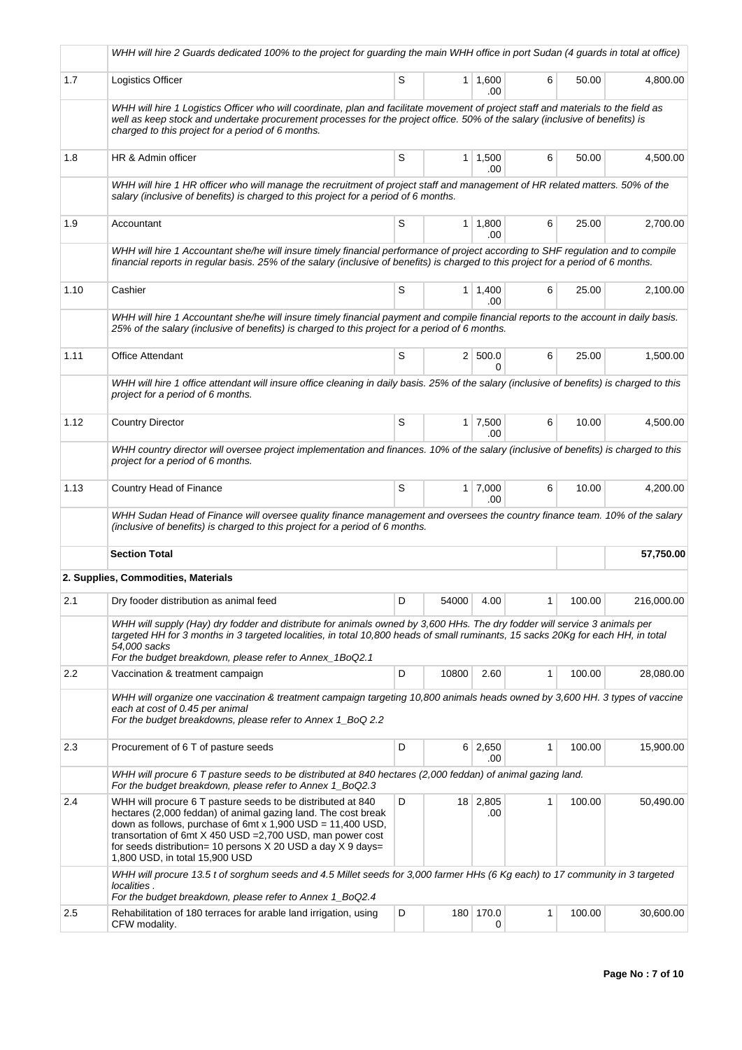| | | | | | | | |
|---|---|---|---|---|---|---|---|
| | *WHH will hire 2 Guards dedicated 100% to the project for guarding the main WHH office in port Sudan (4 guards in total at office)* | | | | | | |
| 1.7 | Logistics Officer | S | 1 | 1,600.00 | 6 | 50.00 | 4,800.00 |
| | *WHH will hire 1 Logistics Officer who will coordinate, plan and facilitate movement of project staff and materials to the field as well as keep stock and undertake procurement processes for the project office. 50% of the salary (inclusive of benefits) is charged to this project for a period of 6 months.* | | | | | | |
| 1.8 | HR & Admin officer | S | 1 | 1,500.00 | 6 | 50.00 | 4,500.00 |
| | *WHH will hire 1 HR officer who will manage the recruitment of project staff and management of HR related matters. 50% of the salary (inclusive of benefits) is charged to this project for a period of 6 months.* | | | | | | |
| 1.9 | Accountant | S | 1 | 1,800.00 | 6 | 25.00 | 2,700.00 |
| | *WHH will hire 1 Accountant she/he will insure timely financial performance of project according to SHF regulation and to compile financial reports in regular basis. 25% of the salary (inclusive of benefits) is charged to this project for a period of 6 months.* | | | | | | |
| 1.10 | Cashier | S | 1 | 1,400.00 | 6 | 25.00 | 2,100.00 |
| | *WHH will hire 1 Accountant she/he will insure timely financial payment and compile financial reports to the account in daily basis. 25% of the salary (inclusive of benefits) is charged to this project for a period of 6 months.* | | | | | | |
| 1.11 | Office Attendant | S | 2 | 500.00 | 6 | 25.00 | 1,500.00 |
| | *WHH will hire 1 office attendant will insure office cleaning in daily basis. 25% of the salary (inclusive of benefits) is charged to this project for a period of 6 months.* | | | | | | |
| 1.12 | Country Director | S | 1 | 7,500.00 | 6 | 10.00 | 4,500.00 |
| | *WHH country director will oversee project implementation and finances. 10% of the salary (inclusive of benefits) is charged to this project for a period of 6 months.* | | | | | | |
| 1.13 | Country Head of Finance | S | 1 | 7,000.00 | 6 | 10.00 | 4,200.00 |
| | *WHH Sudan Head of Finance will oversee quality finance management and oversees the country finance team. 10% of the salary (inclusive of benefits) is charged to this project for a period of 6 months.* | | | | | | |
| | **Section Total** | | | | | | **57,750.00** |
| | **2. Supplies, Commodities, Materials** | | | | | | |
| 2.1 | Dry fooder distribution as animal feed | D | 54000 | 4.00 | 1 | 100.00 | 216,000.00 |
| | *WHH will supply (Hay) dry fodder and distribute for animals owned by 3,600 HHs. The dry fodder will service 3 animals per targeted HH for 3 months in 3 targeted localities, in total 10,800 heads of small ruminants, 15 sacks 20Kg for each HH, in total 54,000 sacks*<br>*For the budget breakdown, please refer to Annex_1BoQ2.1* | | | | | | |
| 2.2 | Vaccination & treatment campaign | D | 10800 | 2.60 | 1 | 100.00 | 28,080.00 |
| | *WHH will organize one vaccination & treatment campaign targeting 10,800 animals heads owned by 3,600 HH. 3 types of vaccine each at cost of 0.45 per animal*<br>*For the budget breakdowns, please refer to Annex 1_BoQ 2.2* | | | | | | |
| 2.3 | Procurement of 6 T of pasture seeds | D | 6 | 2,650.00 | 1 | 100.00 | 15,900.00 |
| | *WHH will procure 6 T pasture seeds to be distributed at 840 hectares (2,000 feddan) of animal gazing land.*<br>*For the budget breakdown, please refer to Annex 1_BoQ2.3* | | | | | | |
| 2.4 | WHH will procure 6 T pasture seeds to be distributed at 840 hectares (2,000 feddan) of animal gazing land. The cost break down as follows, purchase of 6mt x 1,900 USD = 11,400 USD, transortation of 6mt X 450 USD =2,700 USD, man power cost for seeds distribution= 10 persons X 20 USD a day X 9 days= 1,800 USD, in total 15,900 USD | D | 18 | 2,805.00 | 1 | 100.00 | 50,490.00 |
| | *WHH will procure 13.5 t of sorghum seeds and 4.5 Millet seeds for 3,000 farmer HHs (6 Kg each) to 17 community in 3 targeted localities .*<br>*For the budget breakdown, please refer to Annex 1_BoQ2.4* | | | | | | |
| 2.5 | Rehabilitation of 180 terraces for arable land irrigation, using CFW modality. | D | 180 | 170.00 | 1 | 100.00 | 30,600.00 |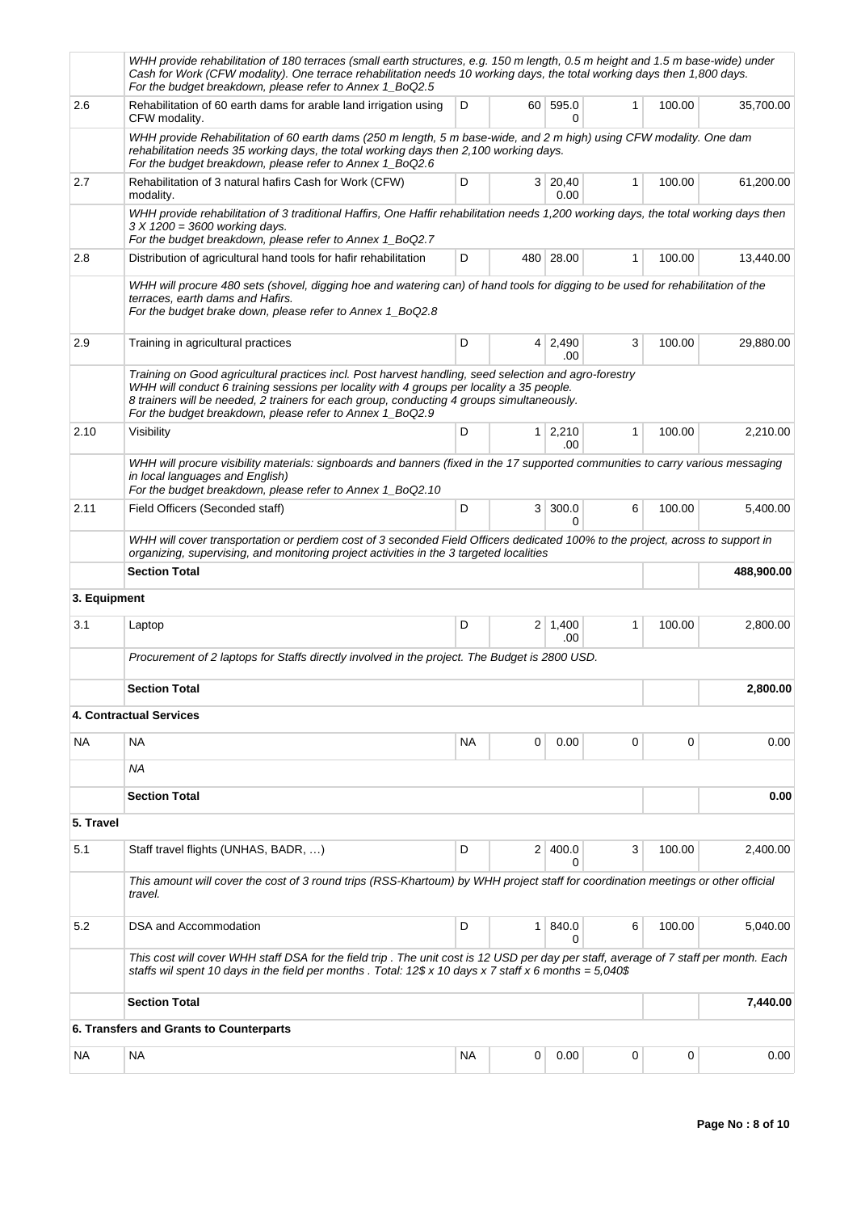| | | | | | | | |
|---|---|---|---|---|---|---|---|
| | *WHH provide rehabilitation of 180 terraces (small earth structures, e.g. 150 m length, 0.5 m height and 1.5 m base-wide) under Cash for Work (CFW modality). One terrace rehabilitation needs 10 working days, the total working days then 1,800 days. For the budget breakdown, please refer to Annex 1_BoQ2.5* | | | | | | |
| 2.6 | Rehabilitation of 60 earth dams for arable land irrigation using CFW modality. | D | 60 | 595.00 | 1 | 100.00 | 35,700.00 |
| | *WHH provide Rehabilitation of 60 earth dams (250 m length, 5 m base-wide, and 2 m high) using CFW modality. One dam rehabilitation needs 35 working days, the total working days then 2,100 working days. For the budget breakdown, please refer to Annex 1_BoQ2.6* | | | | | | |
| 2.7 | Rehabilitation of 3 natural hafirs Cash for Work (CFW) modality. | D | 3 | 20,400.00 | 1 | 100.00 | 61,200.00 |
| | *WHH provide rehabilitation of 3 traditional Haffirs, One Haffir rehabilitation needs 1,200 working days, the total working days then 3 X 1200 = 3600 working days. For the budget breakdown, please refer to Annex 1_BoQ2.7* | | | | | | |
| 2.8 | Distribution of agricultural hand tools for hafir rehabilitation | D | 480 | 28.00 | 1 | 100.00 | 13,440.00 |
| | *WHH will procure 480 sets (shovel, digging hoe and watering can) of hand tools for digging to be used for rehabilitation of the terraces, earth dams and Hafirs. For the budget brake down, please refer to Annex 1_BoQ2.8* | | | | | | |
| 2.9 | Training in agricultural practices | D | 4 | 2,490.00 | 3 | 100.00 | 29,880.00 |
| | *Training on Good agricultural practices incl. Post harvest handling, seed selection and agro-forestry WHH will conduct 6 training sessions per locality with 4 groups per locality a 35 people. 8 trainers will be needed, 2 trainers for each group, conducting 4 groups simultaneously. For the budget breakdown, please refer to Annex 1_BoQ2.9* | | | | | | |
| 2.10 | Visibility | D | 1 | 2,210.00 | 1 | 100.00 | 2,210.00 |
| | *WHH will procure visibility materials: signboards and banners (fixed in the 17 supported communities to carry various messaging in local languages and English) For the budget breakdown, please refer to Annex 1_BoQ2.10* | | | | | | |
| 2.11 | Field Officers (Seconded staff) | D | 3 | 300.00 | 6 | 100.00 | 5,400.00 |
| | *WHH will cover transportation or perdiem cost of 3 seconded Field Officers dedicated 100% to the project, across to support in organizing, supervising, and monitoring project activities in the 3 targeted localities* | | | | | | |
| | **Section Total** | | | | | | **488,900.00** |
| **3. Equipment** | | | | | | | |
| 3.1 | Laptop | D | 2 | 1,400.00 | 1 | 100.00 | 2,800.00 |
| | *Procurement of 2 laptops for Staffs directly involved in the project. The Budget is 2800 USD.* | | | | | | |
| | **Section Total** | | | | | | **2,800.00** |
| | **4. Contractual Services** | | | | | | |
| NA | NA | NA | 0 | 0.00 | 0 | 0 | 0.00 |
| | *NA* | | | | | | |
| | **Section Total** | | | | | | **0.00** |
| **5. Travel** | | | | | | | |
| 5.1 | Staff travel flights (UNHAS, BADR, …) | D | 2 | 400.00 | 3 | 100.00 | 2,400.00 |
| | *This amount will cover the cost of 3 round trips (RSS-Khartoum) by WHH project staff for coordination meetings or other official travel.* | | | | | | |
| 5.2 | DSA and Accommodation | D | 1 | 840.00 | 6 | 100.00 | 5,040.00 |
| | *This cost will cover WHH staff DSA for the field trip . The unit cost is 12 USD per day per staff, average of 7 staff per month. Each staffs wil spent 10 days in the field per months . Total: 12$ x 10 days x 7 staff x 6 months = 5,040$* | | | | | | |
| | **Section Total** | | | | | | **7,440.00** |
| | **6. Transfers and Grants to Counterparts** | | | | | | |
| NA | NA | NA | 0 | 0.00 | 0 | 0 | 0.00 |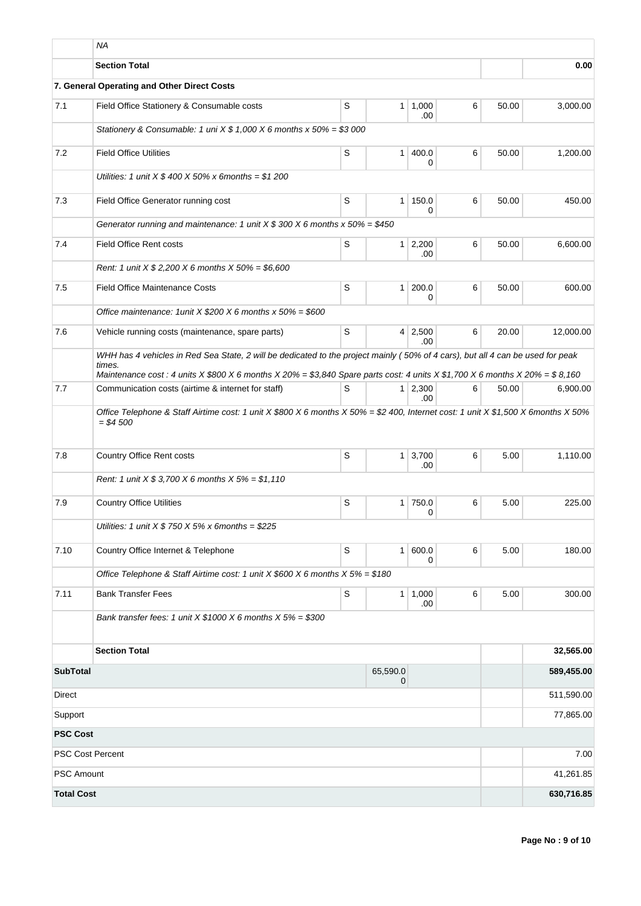| | | | | | | | |
|---|---|---|---|---|---|---|---|
| | *NA* | | | | | | |
| | **Section Total** | | | | | | **0.00** |
| **7. General Operating and Other Direct Costs** | | | | | | | |
| 7.1 | Field Office Stationery & Consumable costs | S | 1 | 1,000.00 | 6 | 50.00 | 3,000.00 |
| | *Stationery & Consumable: 1 uni X $ 1,000 X 6 months x 50% = $3 000* | | | | | | |
| 7.2 | Field Office Utilities | S | 1 | 400.00 | 6 | 50.00 | 1,200.00 |
| | *Utilities: 1 unit X $ 400 X 50% x 6months = $1 200* | | | | | | |
| 7.3 | Field Office Generator running cost | S | 1 | 150.00 | 6 | 50.00 | 450.00 |
| | *Generator running and maintenance: 1 unit X $ 300 X 6 months x 50% = $450* | | | | | | |
| 7.4 | Field Office Rent costs | S | 1 | 2,200.00 | 6 | 50.00 | 6,600.00 |
| | *Rent: 1 unit X $ 2,200 X 6 months X 50% = $6,600* | | | | | | |
| 7.5 | Field Office Maintenance Costs | S | 1 | 200.00 | 6 | 50.00 | 600.00 |
| | *Office maintenance: 1unit X $200 X 6 months x 50% = $600* | | | | | | |
| 7.6 | Vehicle running costs (maintenance, spare parts) | S | 4 | 2,500.00 | 6 | 20.00 | 12,000.00 |
| | *WHH has 4 vehicles in Red Sea State, 2 will be dedicated to the project mainly ( 50% of 4 cars), but all 4 can be used for peak times. Maintenance cost : 4 units X $800 X 6 months X 20% = $3,840 Spare parts cost: 4 units X $1,700 X 6 months X 20% = $ 8,160* | | | | | | |
| 7.7 | Communication costs (airtime & internet for staff) | S | 1 | 2,300.00 | 6 | 50.00 | 6,900.00 |
| | *Office Telephone & Staff Airtime cost: 1 unit X $800 X 6 months X 50% = $2 400, Internet cost: 1 unit X $1,500 X 6months X 50% = $4 500* | | | | | | |
| 7.8 | Country Office Rent costs | S | 1 | 3,700.00 | 6 | 5.00 | 1,110.00 |
| | *Rent: 1 unit X $ 3,700 X 6 months X 5% = $1,110* | | | | | | |
| 7.9 | Country Office Utilities | S | 1 | 750.00 | 6 | 5.00 | 225.00 |
| | *Utilities: 1 unit X $ 750 X 5% x 6months = $225* | | | | | | |
| 7.10 | Country Office Internet & Telephone | S | 1 | 600.00 | 6 | 5.00 | 180.00 |
| | *Office Telephone & Staff Airtime cost: 1 unit X $600 X 6 months X 5% = $180* | | | | | | |
| 7.11 | Bank Transfer Fees | S | 1 | 1,000.00 | 6 | 5.00 | 300.00 |
| | *Bank transfer fees: 1 unit X $1000 X 6 months X 5% = $300* | | | | | | |
| | **Section Total** | | | | | | **32,565.00** |
| **SubTotal** | | | 65,590.00 | | | | **589,455.00** |
| Direct | | | | | | | 511,590.00 |
| Support | | | | | | | 77,865.00 |
| **PSC Cost** | | | | | | | |
| PSC Cost Percent | | | | | | | 7.00 |
| PSC Amount | | | | | | | 41,261.85 |
| **Total Cost** | | | | | | | **630,716.85** |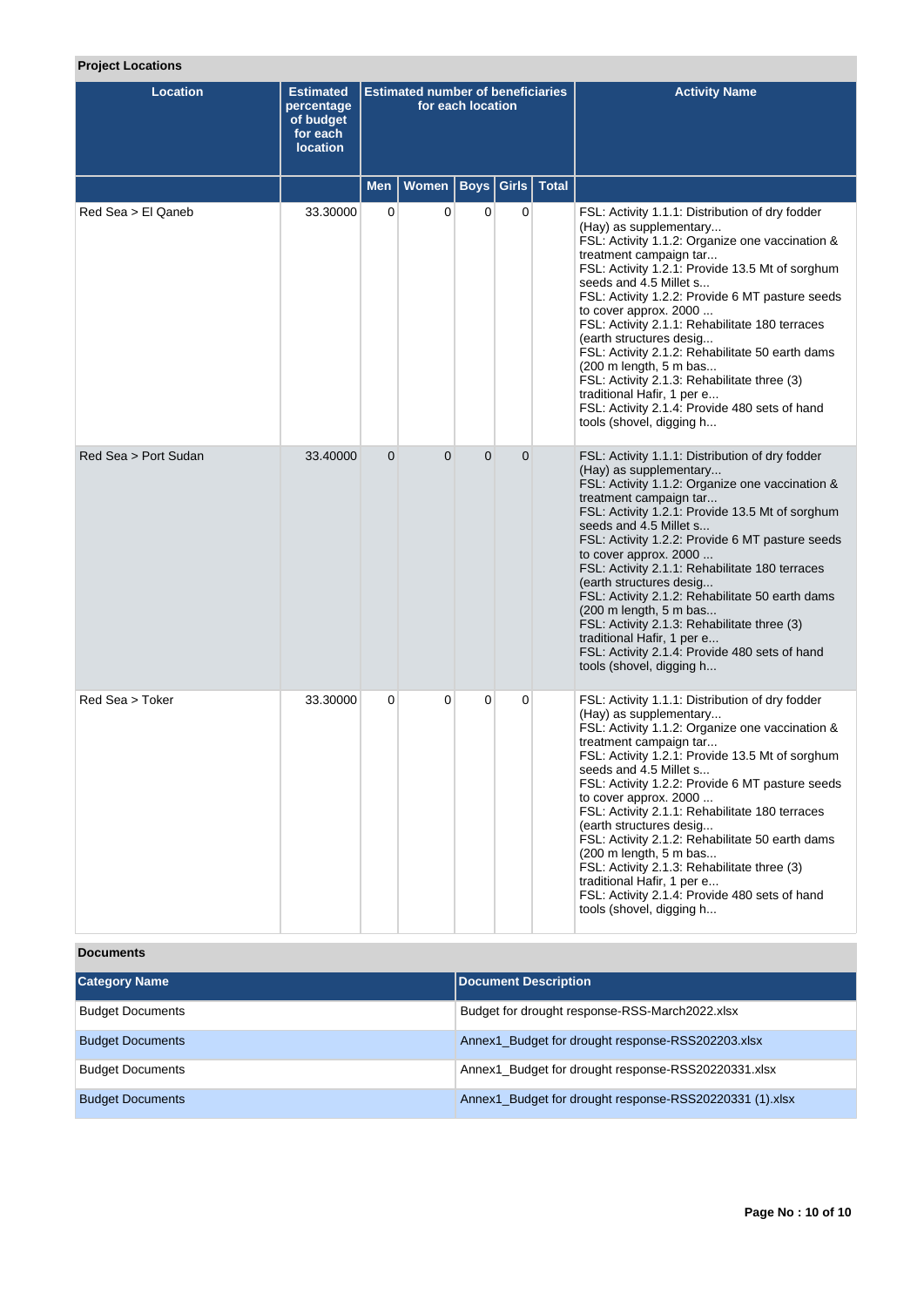## Project Locations

| Location | Estimated percentage of budget for each location | Estimated number of beneficiaries for each location | | | | | Activity Name |
|---|---|---|---|---|---|---|---|
| | | Men | Women | Boys | Girls | Total | |
| Red Sea > El Qaneb | 33.30000 | 0 | 0 | 0 | 0 | | FSL: Activity 1.1.1: Distribution of dry fodder (Hay) as supplementary...<br>FSL: Activity 1.1.2: Organize one vaccination & treatment campaign tar...<br>FSL: Activity 1.2.1: Provide 13.5 Mt of sorghum seeds and 4.5 Millet s...<br>FSL: Activity 1.2.2: Provide 6 MT pasture seeds to cover approx. 2000 ...<br>FSL: Activity 2.1.1: Rehabilitate 180 terraces (earth structures desig...<br>FSL: Activity 2.1.2: Rehabilitate 50 earth dams (200 m length, 5 m bas...<br>FSL: Activity 2.1.3: Rehabilitate three (3) traditional Hafir, 1 per e...<br>FSL: Activity 2.1.4: Provide 480 sets of hand tools (shovel, digging h... |
| Red Sea > Port Sudan | 33.40000 | 0 | 0 | 0 | 0 | | FSL: Activity 1.1.1: Distribution of dry fodder (Hay) as supplementary...<br>FSL: Activity 1.1.2: Organize one vaccination & treatment campaign tar...<br>FSL: Activity 1.2.1: Provide 13.5 Mt of sorghum seeds and 4.5 Millet s...<br>FSL: Activity 1.2.2: Provide 6 MT pasture seeds to cover approx. 2000 ...<br>FSL: Activity 2.1.1: Rehabilitate 180 terraces (earth structures desig...<br>FSL: Activity 2.1.2: Rehabilitate 50 earth dams (200 m length, 5 m bas...<br>FSL: Activity 2.1.3: Rehabilitate three (3) traditional Hafir, 1 per e...<br>FSL: Activity 2.1.4: Provide 480 sets of hand tools (shovel, digging h... |
| Red Sea > Toker | 33.30000 | 0 | 0 | 0 | 0 | | FSL: Activity 1.1.1: Distribution of dry fodder (Hay) as supplementary...<br>FSL: Activity 1.1.2: Organize one vaccination & treatment campaign tar...<br>FSL: Activity 1.2.1: Provide 13.5 Mt of sorghum seeds and 4.5 Millet s...<br>FSL: Activity 1.2.2: Provide 6 MT pasture seeds to cover approx. 2000 ...<br>FSL: Activity 2.1.1: Rehabilitate 180 terraces (earth structures desig...<br>FSL: Activity 2.1.2: Rehabilitate 50 earth dams (200 m length, 5 m bas...<br>FSL: Activity 2.1.3: Rehabilitate three (3) traditional Hafir, 1 per e...<br>FSL: Activity 2.1.4: Provide 480 sets of hand tools (shovel, digging h... |

## Documents

| Category Name | Document Description |
|---|---|
| Budget Documents | Budget for drought response-RSS-March2022.xlsx |
| Budget Documents | Annex1_Budget for drought response-RSS202203.xlsx |
| Budget Documents | Annex1_Budget for drought response-RSS20220331.xlsx |
| Budget Documents | Annex1_Budget for drought response-RSS20220331 (1).xlsx |